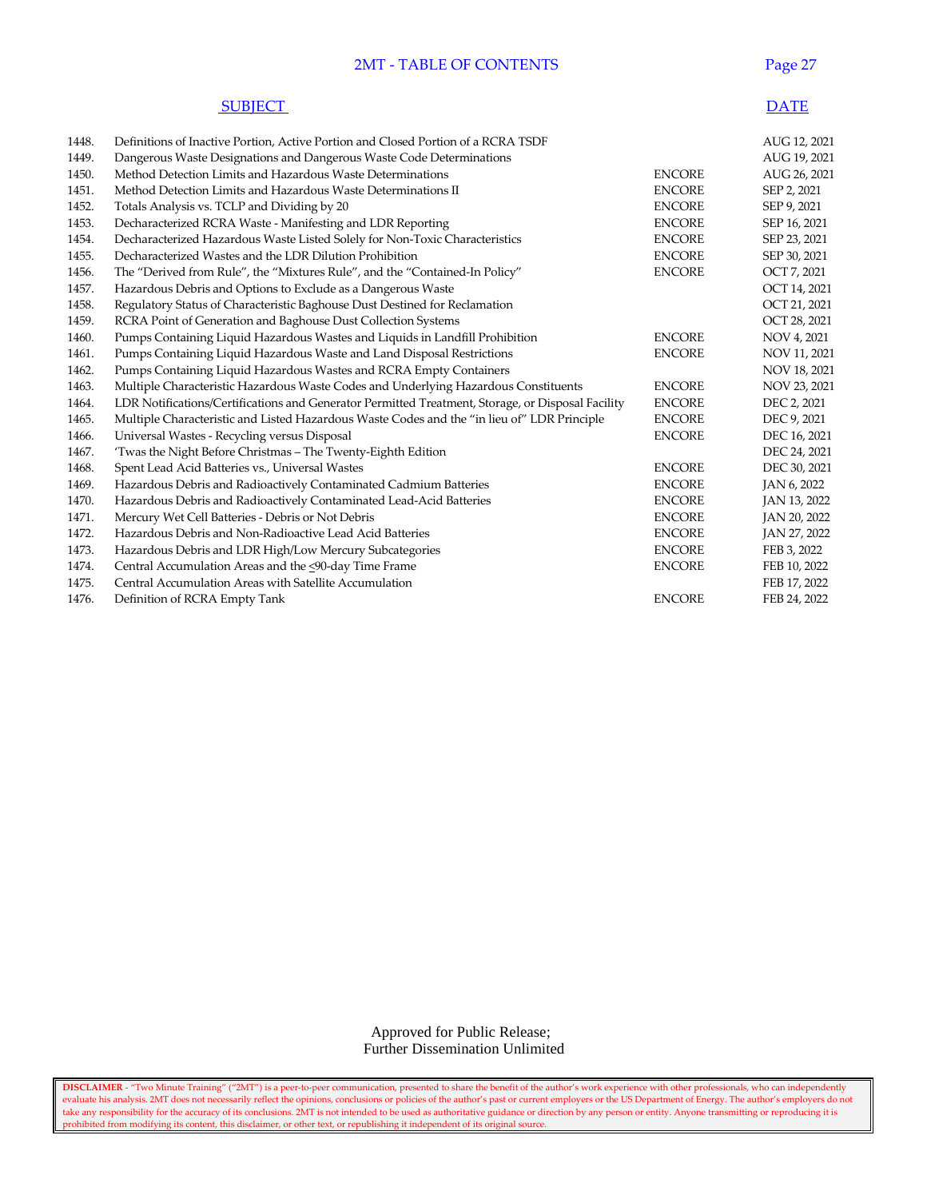# 2MT - TABLE OF CONTENTS

| | SUBJECT | | DATE |
|---|---|---|---|
| 1448. | Definitions of Inactive Portion, Active Portion and Closed Portion of a RCRA TSDF | | AUG 12, 2021 |
| 1449. | Dangerous Waste Designations and Dangerous Waste Code Determinations | | AUG 19, 2021 |
| 1450. | Method Detection Limits and Hazardous Waste Determinations | ENCORE | AUG 26, 2021 |
| 1451. | Method Detection Limits and Hazardous Waste Determinations II | ENCORE | SEP 2, 2021 |
| 1452. | Totals Analysis vs. TCLP and Dividing by 20 | ENCORE | SEP 9, 2021 |
| 1453. | Decharacterized RCRA Waste - Manifesting and LDR Reporting | ENCORE | SEP 16, 2021 |
| 1454. | Decharacterized Hazardous Waste Listed Solely for Non-Toxic Characteristics | ENCORE | SEP 23, 2021 |
| 1455. | Decharacterized Wastes and the LDR Dilution Prohibition | ENCORE | SEP 30, 2021 |
| 1456. | The "Derived from Rule", the "Mixtures Rule", and the "Contained-In Policy" | ENCORE | OCT 7, 2021 |
| 1457. | Hazardous Debris and Options to Exclude as a Dangerous Waste | | OCT 14, 2021 |
| 1458. | Regulatory Status of Characteristic Baghouse Dust Destined for Reclamation | | OCT 21, 2021 |
| 1459. | RCRA Point of Generation and Baghouse Dust Collection Systems | | OCT 28, 2021 |
| 1460. | Pumps Containing Liquid Hazardous Wastes and Liquids in Landfill Prohibition | ENCORE | NOV 4, 2021 |
| 1461. | Pumps Containing Liquid Hazardous Waste and Land Disposal Restrictions | ENCORE | NOV 11, 2021 |
| 1462. | Pumps Containing Liquid Hazardous Wastes and RCRA Empty Containers | | NOV 18, 2021 |
| 1463. | Multiple Characteristic Hazardous Waste Codes and Underlying Hazardous Constituents | ENCORE | NOV 23, 2021 |
| 1464. | LDR Notifications/Certifications and Generator Permitted Treatment, Storage, or Disposal Facility | ENCORE | DEC 2, 2021 |
| 1465. | Multiple Characteristic and Listed Hazardous Waste Codes and the "in lieu of" LDR Principle | ENCORE | DEC 9, 2021 |
| 1466. | Universal Wastes - Recycling versus Disposal | ENCORE | DEC 16, 2021 |
| 1467. | 'Twas the Night Before Christmas – The Twenty-Eighth Edition | | DEC 24, 2021 |
| 1468. | Spent Lead Acid Batteries vs., Universal Wastes | ENCORE | DEC 30, 2021 |
| 1469. | Hazardous Debris and Radioactively Contaminated Cadmium Batteries | ENCORE | JAN 6, 2022 |
| 1470. | Hazardous Debris and Radioactively Contaminated Lead-Acid Batteries | ENCORE | JAN 13, 2022 |
| 1471. | Mercury Wet Cell Batteries - Debris or Not Debris | ENCORE | JAN 20, 2022 |
| 1472. | Hazardous Debris and Non-Radioactive Lead Acid Batteries | ENCORE | JAN 27, 2022 |
| 1473. | Hazardous Debris and LDR High/Low Mercury Subcategories | ENCORE | FEB 3, 2022 |
| 1474. | Central Accumulation Areas and the $\leq$90-day Time Frame | ENCORE | FEB 10, 2022 |
| 1475. | Central Accumulation Areas with Satellite Accumulation | | FEB 17, 2022 |
| 1476. | Definition of RCRA Empty Tank | ENCORE | FEB 24, 2022 |

Approved for Public Release;
Further Dissemination Unlimited

**DISCLAIMER** - "Two Minute Training" ("2MT") is a peer-to-peer communication, presented to share the benefit of the author's work experience with other professionals, who can independently evaluate his analysis. 2MT does not necessarily reflect the opinions, conclusions or policies of the author's past or current employers or the US Department of Energy. The author's employers do not take any responsibility for the accuracy of its conclusions. 2MT is not intended to be used as authoritative guidance or direction by any person or entity. Anyone transmitting or reproducing it is prohibited from modifying its content, this disclaimer, or other text, or republishing it independent of its original source.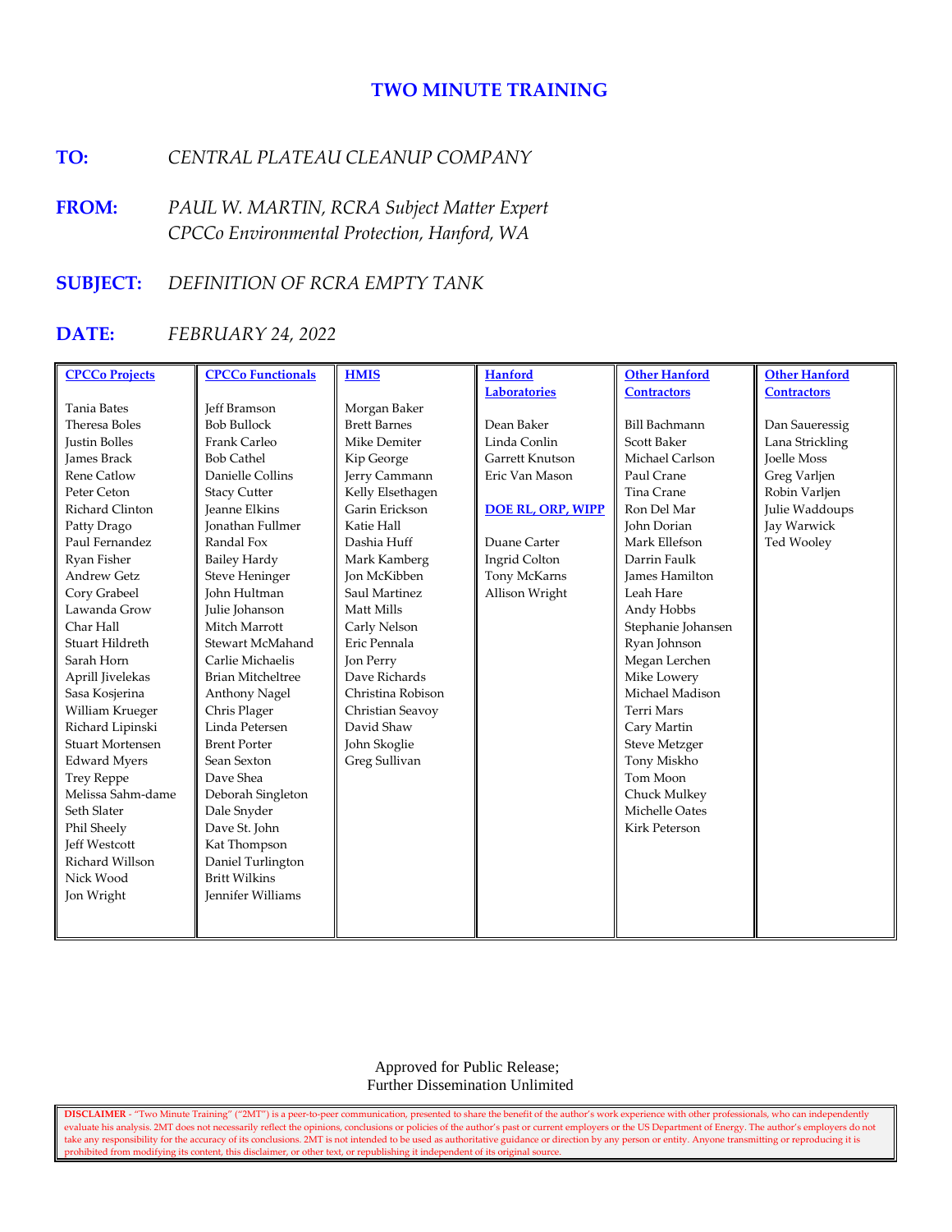# TWO MINUTE TRAINING

**TO:** *CENTRAL PLATEAU CLEANUP COMPANY*

**FROM:** *PAUL W. MARTIN, RCRA Subject Matter Expert*
*CPCCo Environmental Protection, Hanford, WA*

**SUBJECT:** *DEFINITION OF RCRA EMPTY TANK*

**DATE:** *FEBRUARY 24, 2022*

| CPCCo Projects | CPCCo Functionals | HMIS | Hanford Laboratories | Other Hanford Contractors | Other Hanford Contractors |
|---|---|---|---|---|---|
| Tania Bates | Jeff Bramson | Morgan Baker | | | |
| Theresa Boles | Bob Bullock | Brett Barnes | Dean Baker | Bill Bachmann | Dan Saueressig |
| Justin Bolles | Frank Carleo | Mike Demiter | Linda Conlin | Scott Baker | Lana Strickling |
| James Brack | Bob Cathel | Kip George | Garrett Knutson | Michael Carlson | Joelle Moss |
| Rene Catlow | Danielle Collins | Jerry Cammann | Eric Van Mason | Paul Crane | Greg Varljen |
| Peter Ceton | Stacy Cutter | Kelly Elsethagen | | Tina Crane | Robin Varljen |
| Richard Clinton | Jeanne Elkins | Garin Erickson | **DOE RL, ORP, WIPP** | Ron Del Mar | Julie Waddoups |
| Patty Drago | Jonathan Fullmer | Katie Hall | | John Dorian | Jay Warwick |
| Paul Fernandez | Randal Fox | Dashia Huff | Duane Carter | Mark Ellefson | Ted Wooley |
| Ryan Fisher | Bailey Hardy | Mark Kamberg | Ingrid Colton | Darrin Faulk | |
| Andrew Getz | Steve Heninger | Jon McKibben | Tony McKarns | James Hamilton | |
| Cory Grabeel | John Hultman | Saul Martinez | Allison Wright | Leah Hare | |
| Lawanda Grow | Julie Johanson | Matt Mills | | Andy Hobbs | |
| Char Hall | Mitch Marrott | Carly Nelson | | Stephanie Johansen | |
| Stuart Hildreth | Stewart McMahand | Eric Pennala | | Ryan Johnson | |
| Sarah Horn | Carlie Michaelis | Jon Perry | | Megan Lerchen | |
| Aprill Jivelekas | Brian Mitcheltree | Dave Richards | | Mike Lowery | |
| Sasa Kosjerina | Anthony Nagel | Christina Robison | | Michael Madison | |
| William Krueger | Chris Plager | Christian Seavoy | | Terri Mars | |
| Richard Lipinski | Linda Petersen | David Shaw | | Cary Martin | |
| Stuart Mortensen | Brent Porter | John Skoglie | | Steve Metzger | |
| Edward Myers | Sean Sexton | Greg Sullivan | | Tony Miskho | |
| Trey Reppe | Dave Shea | | | Tom Moon | |
| Melissa Sahm-dame | Deborah Singleton | | | Chuck Mulkey | |
| Seth Slater | Dale Snyder | | | Michelle Oates | |
| Phil Sheely | Dave St. John | | | Kirk Peterson | |
| Jeff Westcott | Kat Thompson | | | | |
| Richard Willson | Daniel Turlington | | | | |
| Nick Wood | Britt Wilkins | | | | |
| Jon Wright | Jennifer Williams | | | | |

Approved for Public Release;
Further Dissemination Unlimited

**DISCLAIMER** - "Two Minute Training" ("2MT") is a peer-to-peer communication, presented to share the benefit of the author's work experience with other professionals, who can independently evaluate his analysis. 2MT does not necessarily reflect the opinions, conclusions or policies of the author's past or current employers or the US Department of Energy. The author's employers do not take any responsibility for the accuracy of its conclusions. 2MT is not intended to be used as authoritative guidance or direction by any person or entity. Anyone transmitting or reproducing it is prohibited from modifying its content, this disclaimer, or other text, or republishing it independent of its original source.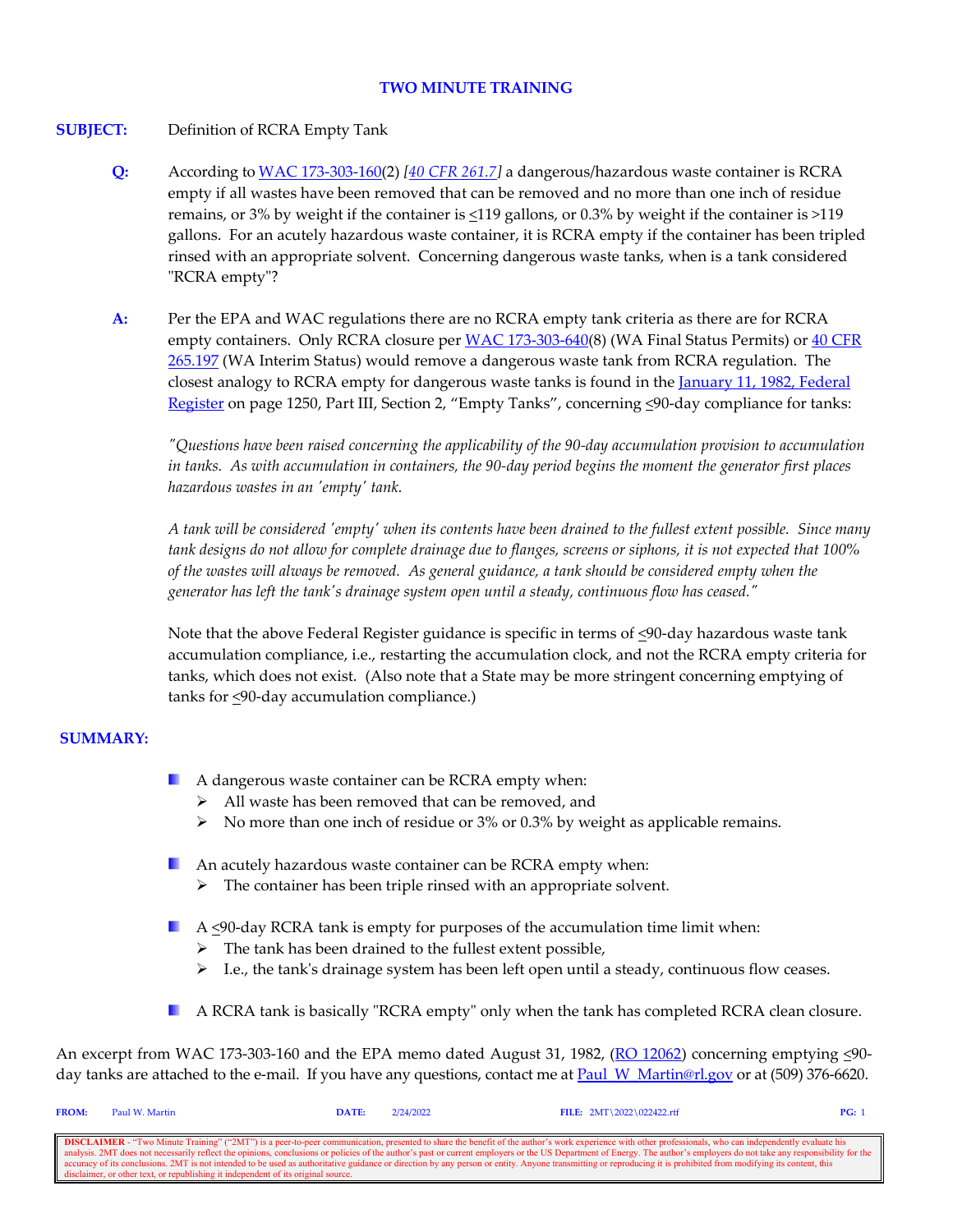**TWO MINUTE TRAINING**

**SUBJECT:** Definition of RCRA Empty Tank

**Q:** According to WAC 173-303-160(2) *[40 CFR 261.7]* a dangerous/hazardous waste container is RCRA empty if all wastes have been removed that can be removed and no more than one inch of residue remains, or 3% by weight if the container is ≤119 gallons, or 0.3% by weight if the container is >119 gallons. For an acutely hazardous waste container, it is RCRA empty if the container has been tripled rinsed with an appropriate solvent. Concerning dangerous waste tanks, when is a tank considered "RCRA empty"?

**A:** Per the EPA and WAC regulations there are no RCRA empty tank criteria as there are for RCRA empty containers. Only RCRA closure per WAC 173-303-640(8) (WA Final Status Permits) or 40 CFR 265.197 (WA Interim Status) would remove a dangerous waste tank from RCRA regulation. The closest analogy to RCRA empty for dangerous waste tanks is found in the January 11, 1982, Federal Register on page 1250, Part III, Section 2, "Empty Tanks", concerning ≤90-day compliance for tanks:

*"Questions have been raised concerning the applicability of the 90-day accumulation provision to accumulation in tanks. As with accumulation in containers, the 90-day period begins the moment the generator first places hazardous wastes in an 'empty' tank.*

*A tank will be considered 'empty' when its contents have been drained to the fullest extent possible. Since many tank designs do not allow for complete drainage due to flanges, screens or siphons, it is not expected that 100% of the wastes will always be removed. As general guidance, a tank should be considered empty when the generator has left the tank's drainage system open until a steady, continuous flow has ceased."*

Note that the above Federal Register guidance is specific in terms of ≤90-day hazardous waste tank accumulation compliance, i.e., restarting the accumulation clock, and not the RCRA empty criteria for tanks, which does not exist. (Also note that a State may be more stringent concerning emptying of tanks for ≤90-day accumulation compliance.)

**SUMMARY:**

- A dangerous waste container can be RCRA empty when:
  - All waste has been removed that can be removed, and
  - No more than one inch of residue or 3% or 0.3% by weight as applicable remains.
- An acutely hazardous waste container can be RCRA empty when:
  - The container has been triple rinsed with an appropriate solvent.
- A ≤90-day RCRA tank is empty for purposes of the accumulation time limit when:
  - The tank has been drained to the fullest extent possible,
  - I.e., the tank's drainage system has been left open until a steady, continuous flow ceases.
- A RCRA tank is basically "RCRA empty" only when the tank has completed RCRA clean closure.

An excerpt from WAC 173-303-160 and the EPA memo dated August 31, 1982, (RO 12062) concerning emptying ≤90-day tanks are attached to the e-mail. If you have any questions, contact me at Paul_W_Martin@rl.gov or at (509) 376-6620.

**FROM:** Paul W. Martin **DATE:** 2/24/2022 **FILE:** 2MT\2022\022422.rtf

**DISCLAIMER** - "Two Minute Training" ("2MT") is a peer-to-peer communication, presented to share the benefit of the author's work experience with other professionals, who can independently evaluate his analysis. 2MT does not necessarily reflect the opinions, conclusions or policies of the author's past or current employers or the US Department of Energy. The author's employers do not take any responsibility for the accuracy of its conclusions. 2MT is not intended to be used as authoritative guidance or direction by any person or entity. Anyone transmitting or reproducing it is prohibited from modifying its content, this disclaimer, or other text, or republishing it independent of its original source.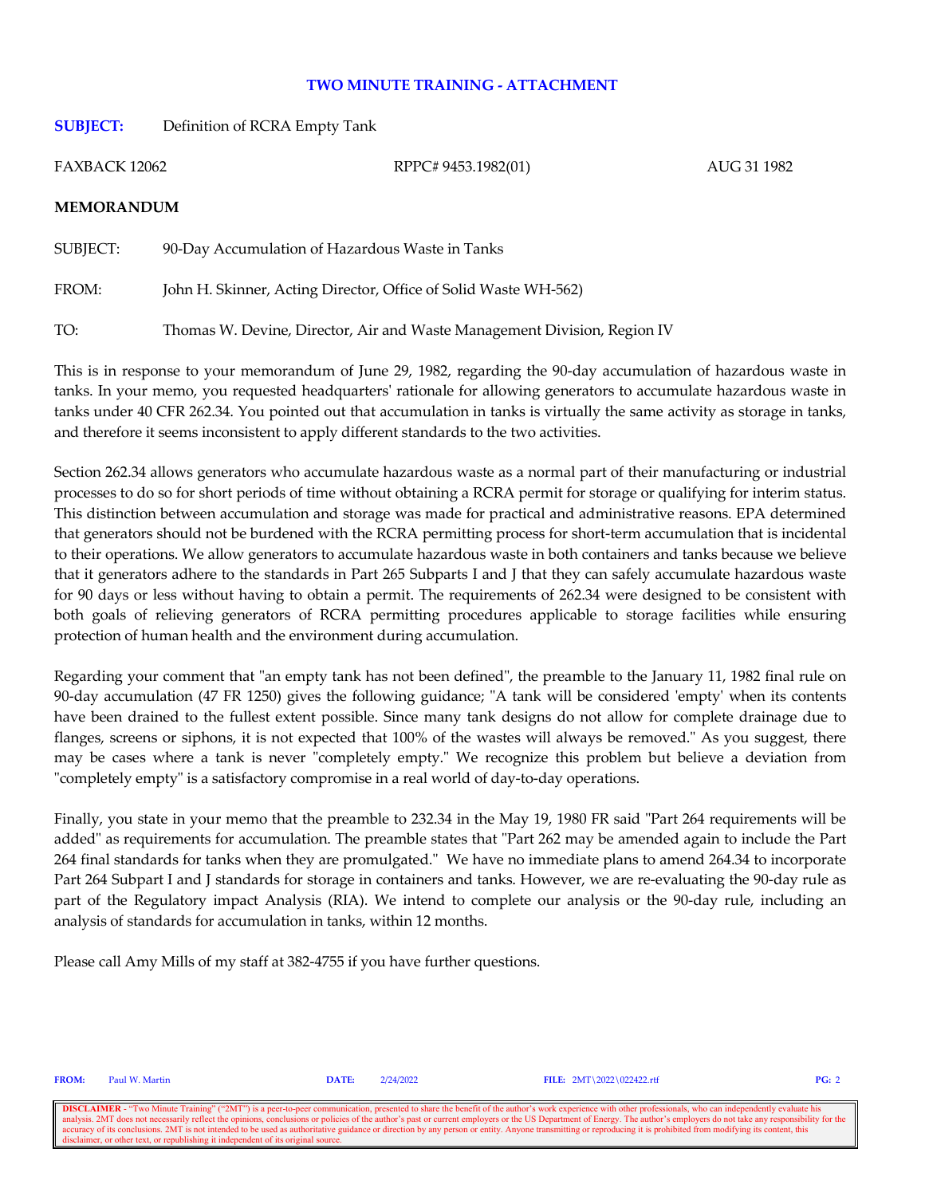## TWO MINUTE TRAINING - ATTACHMENT

**SUBJECT:** Definition of RCRA Empty Tank

FAXBACK 12062 RPPC# 9453.1982(01) AUG 31 1982

**MEMORANDUM**

SUBJECT: 90-Day Accumulation of Hazardous Waste in Tanks

FROM: John H. Skinner, Acting Director, Office of Solid Waste WH-562)

TO: Thomas W. Devine, Director, Air and Waste Management Division, Region IV

This is in response to your memorandum of June 29, 1982, regarding the 90-day accumulation of hazardous waste in tanks. In your memo, you requested headquarters' rationale for allowing generators to accumulate hazardous waste in tanks under 40 CFR 262.34. You pointed out that accumulation in tanks is virtually the same activity as storage in tanks, and therefore it seems inconsistent to apply different standards to the two activities.

Section 262.34 allows generators who accumulate hazardous waste as a normal part of their manufacturing or industrial processes to do so for short periods of time without obtaining a RCRA permit for storage or qualifying for interim status. This distinction between accumulation and storage was made for practical and administrative reasons. EPA determined that generators should not be burdened with the RCRA permitting process for short-term accumulation that is incidental to their operations. We allow generators to accumulate hazardous waste in both containers and tanks because we believe that it generators adhere to the standards in Part 265 Subparts I and J that they can safely accumulate hazardous waste for 90 days or less without having to obtain a permit. The requirements of 262.34 were designed to be consistent with both goals of relieving generators of RCRA permitting procedures applicable to storage facilities while ensuring protection of human health and the environment during accumulation.

Regarding your comment that "an empty tank has not been defined", the preamble to the January 11, 1982 final rule on 90-day accumulation (47 FR 1250) gives the following guidance; "A tank will be considered 'empty' when its contents have been drained to the fullest extent possible. Since many tank designs do not allow for complete drainage due to flanges, screens or siphons, it is not expected that 100% of the wastes will always be removed." As you suggest, there may be cases where a tank is never "completely empty." We recognize this problem but believe a deviation from "completely empty" is a satisfactory compromise in a real world of day-to-day operations.

Finally, you state in your memo that the preamble to 232.34 in the May 19, 1980 FR said "Part 264 requirements will be added" as requirements for accumulation. The preamble states that "Part 262 may be amended again to include the Part 264 final standards for tanks when they are promulgated." We have no immediate plans to amend 264.34 to incorporate Part 264 Subpart I and J standards for storage in containers and tanks. However, we are re-evaluating the 90-day rule as part of the Regulatory impact Analysis (RIA). We intend to complete our analysis or the 90-day rule, including an analysis of standards for accumulation in tanks, within 12 months.

Please call Amy Mills of my staff at 382-4755 if you have further questions.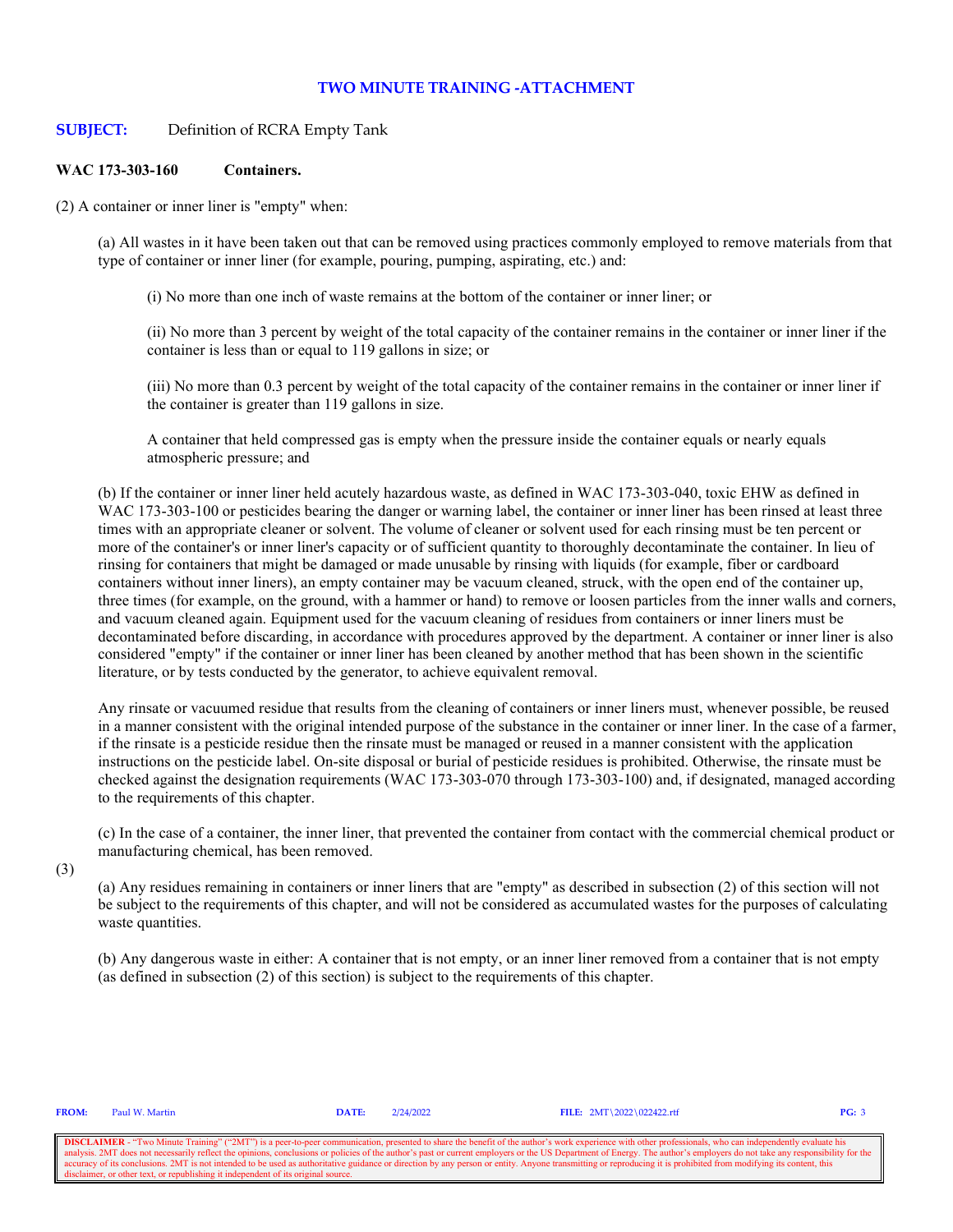# TWO MINUTE TRAINING -ATTACHMENT

**SUBJECT:** Definition of RCRA Empty Tank

**WAC 173-303-160 Containers.**

(2) A container or inner liner is "empty" when:

(a) All wastes in it have been taken out that can be removed using practices commonly employed to remove materials from that type of container or inner liner (for example, pouring, pumping, aspirating, etc.) and:

(i) No more than one inch of waste remains at the bottom of the container or inner liner; or

(ii) No more than 3 percent by weight of the total capacity of the container remains in the container or inner liner if the container is less than or equal to 119 gallons in size; or

(iii) No more than 0.3 percent by weight of the total capacity of the container remains in the container or inner liner if the container is greater than 119 gallons in size.

A container that held compressed gas is empty when the pressure inside the container equals or nearly equals atmospheric pressure; and

(b) If the container or inner liner held acutely hazardous waste, as defined in WAC 173-303-040, toxic EHW as defined in WAC 173-303-100 or pesticides bearing the danger or warning label, the container or inner liner has been rinsed at least three times with an appropriate cleaner or solvent. The volume of cleaner or solvent used for each rinsing must be ten percent or more of the container's or inner liner's capacity or of sufficient quantity to thoroughly decontaminate the container. In lieu of rinsing for containers that might be damaged or made unusable by rinsing with liquids (for example, fiber or cardboard containers without inner liners), an empty container may be vacuum cleaned, struck, with the open end of the container up, three times (for example, on the ground, with a hammer or hand) to remove or loosen particles from the inner walls and corners, and vacuum cleaned again. Equipment used for the vacuum cleaning of residues from containers or inner liners must be decontaminated before discarding, in accordance with procedures approved by the department. A container or inner liner is also considered "empty" if the container or inner liner has been cleaned by another method that has been shown in the scientific literature, or by tests conducted by the generator, to achieve equivalent removal.

Any rinsate or vacuumed residue that results from the cleaning of containers or inner liners must, whenever possible, be reused in a manner consistent with the original intended purpose of the substance in the container or inner liner. In the case of a farmer, if the rinsate is a pesticide residue then the rinsate must be managed or reused in a manner consistent with the application instructions on the pesticide label. On-site disposal or burial of pesticide residues is prohibited. Otherwise, the rinsate must be checked against the designation requirements (WAC 173-303-070 through 173-303-100) and, if designated, managed according to the requirements of this chapter.

(c) In the case of a container, the inner liner, that prevented the container from contact with the commercial chemical product or manufacturing chemical, has been removed.

(3)

(a) Any residues remaining in containers or inner liners that are "empty" as described in subsection (2) of this section will not be subject to the requirements of this chapter, and will not be considered as accumulated wastes for the purposes of calculating waste quantities.

(b) Any dangerous waste in either: A container that is not empty, or an inner liner removed from a container that is not empty (as defined in subsection (2) of this section) is subject to the requirements of this chapter.